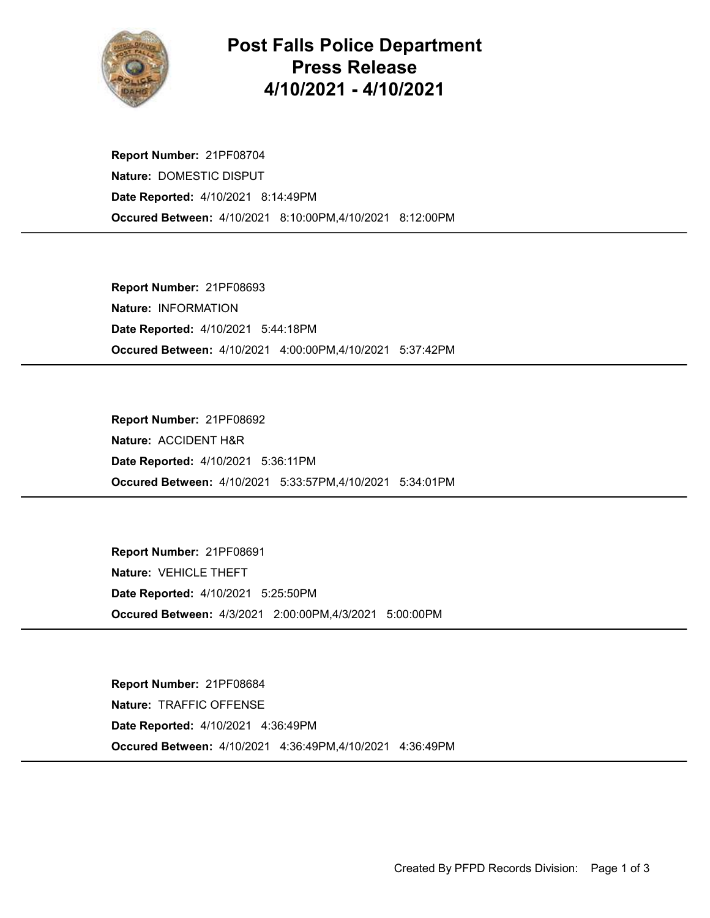# Post Falls Police Department Press Release 4/10/2021 - 4/10/2021

**Report Number:** 21PF08704
**Nature:** DOMESTIC DISPUT
**Date Reported:** 4/10/2021 8:14:49PM
**Occured Between:** 4/10/2021 8:10:00PM,4/10/2021 8:12:00PM

---

**Report Number:** 21PF08693
**Nature:** INFORMATION
**Date Reported:** 4/10/2021 5:44:18PM
**Occured Between:** 4/10/2021 4:00:00PM,4/10/2021 5:37:42PM

---

**Report Number:** 21PF08692
**Nature:** ACCIDENT H&R
**Date Reported:** 4/10/2021 5:36:11PM
**Occured Between:** 4/10/2021 5:33:57PM,4/10/2021 5:34:01PM

---

**Report Number:** 21PF08691
**Nature:** VEHICLE THEFT
**Date Reported:** 4/10/2021 5:25:50PM
**Occured Between:** 4/3/2021 2:00:00PM,4/3/2021 5:00:00PM

---

**Report Number:** 21PF08684
**Nature:** TRAFFIC OFFENSE
**Date Reported:** 4/10/2021 4:36:49PM
**Occured Between:** 4/10/2021 4:36:49PM,4/10/2021 4:36:49PM

---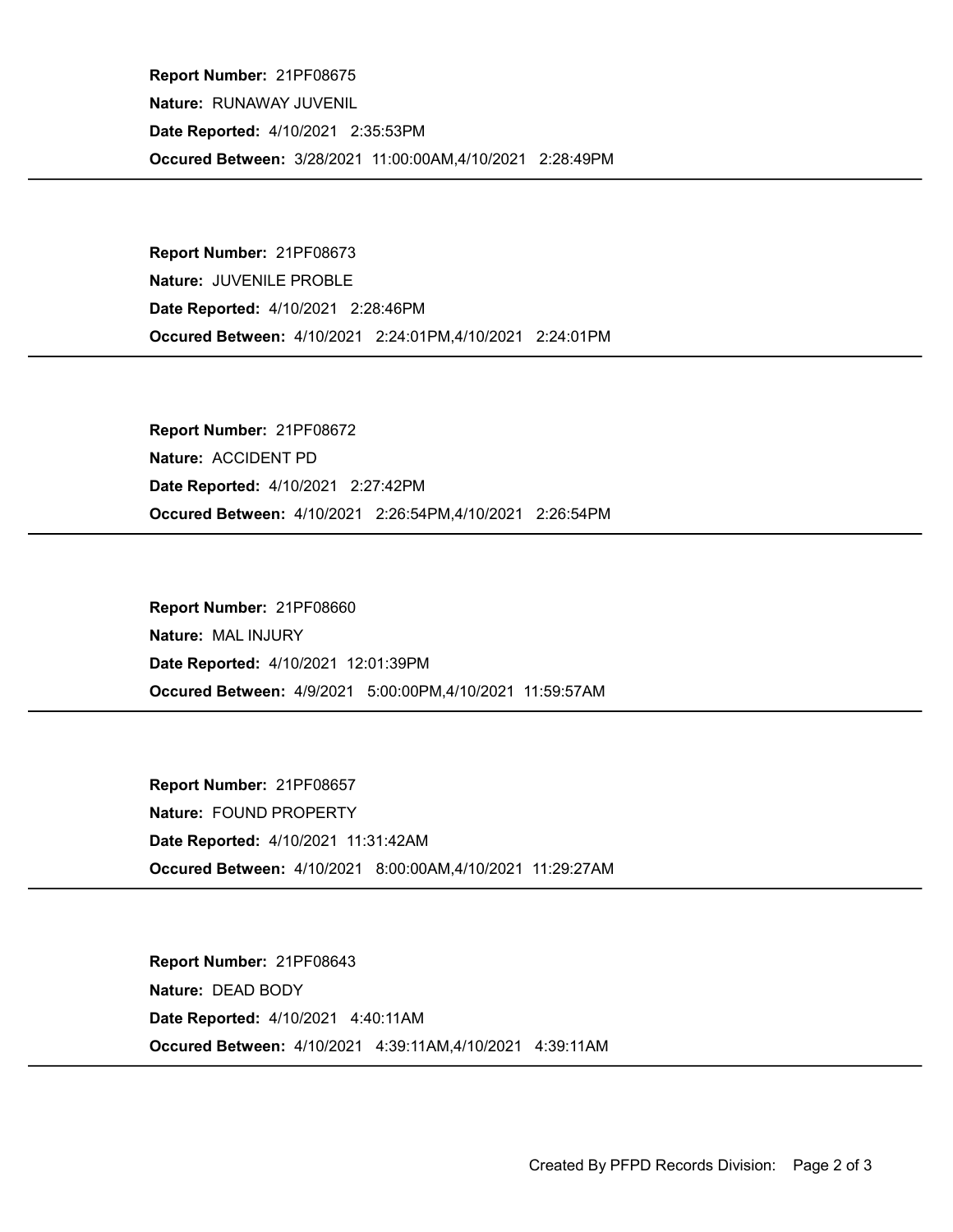**Report Number:** 21PF08675
**Nature:** RUNAWAY JUVENIL
**Date Reported:** 4/10/2021 2:35:53PM
**Occured Between:** 3/28/2021 11:00:00AM,4/10/2021 2:28:49PM

---

**Report Number:** 21PF08673
**Nature:** JUVENILE PROBLE
**Date Reported:** 4/10/2021 2:28:46PM
**Occured Between:** 4/10/2021 2:24:01PM,4/10/2021 2:24:01PM

---

**Report Number:** 21PF08672
**Nature:** ACCIDENT PD
**Date Reported:** 4/10/2021 2:27:42PM
**Occured Between:** 4/10/2021 2:26:54PM,4/10/2021 2:26:54PM

---

**Report Number:** 21PF08660
**Nature:** MAL INJURY
**Date Reported:** 4/10/2021 12:01:39PM
**Occured Between:** 4/9/2021 5:00:00PM,4/10/2021 11:59:57AM

---

**Report Number:** 21PF08657
**Nature:** FOUND PROPERTY
**Date Reported:** 4/10/2021 11:31:42AM
**Occured Between:** 4/10/2021 8:00:00AM,4/10/2021 11:29:27AM

---

**Report Number:** 21PF08643
**Nature:** DEAD BODY
**Date Reported:** 4/10/2021 4:40:11AM
**Occured Between:** 4/10/2021 4:39:11AM,4/10/2021 4:39:11AM

---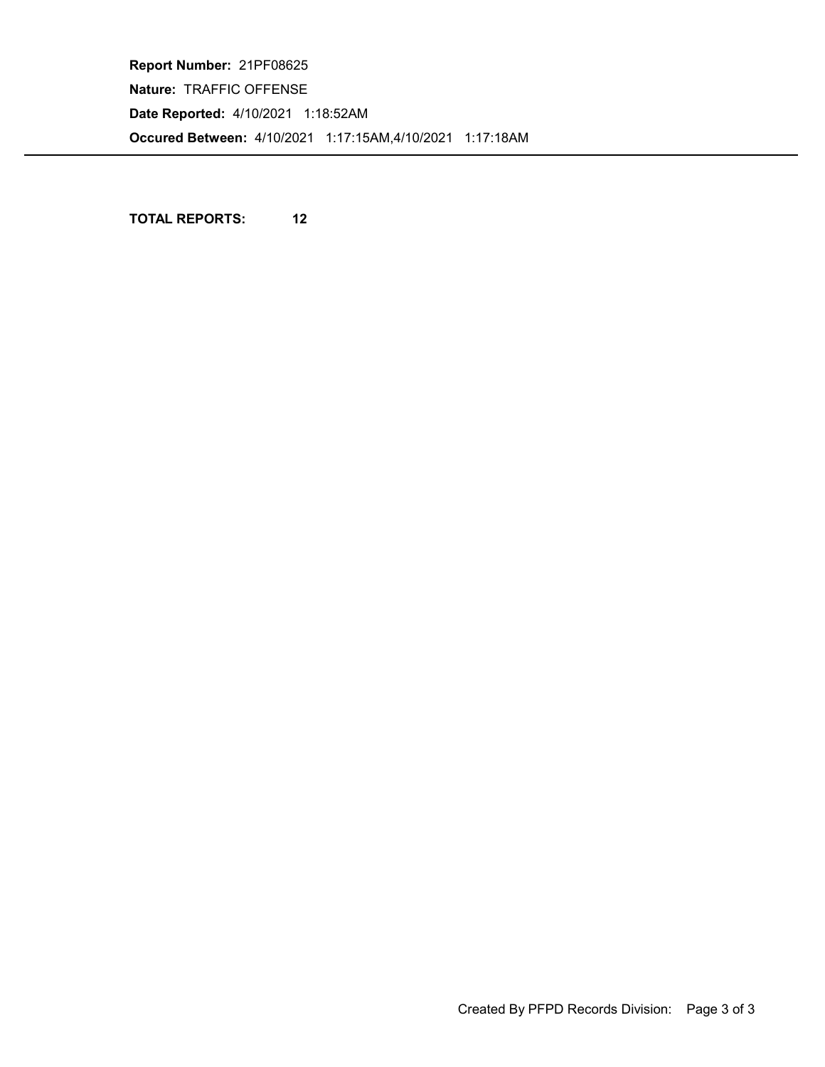**Report Number:** 21PF08625

**Nature:** TRAFFIC OFFENSE

**Date Reported:** 4/10/2021 1:18:52AM

**Occured Between:** 4/10/2021 1:17:15AM,4/10/2021 1:17:18AM

---

**TOTAL REPORTS:** **12**